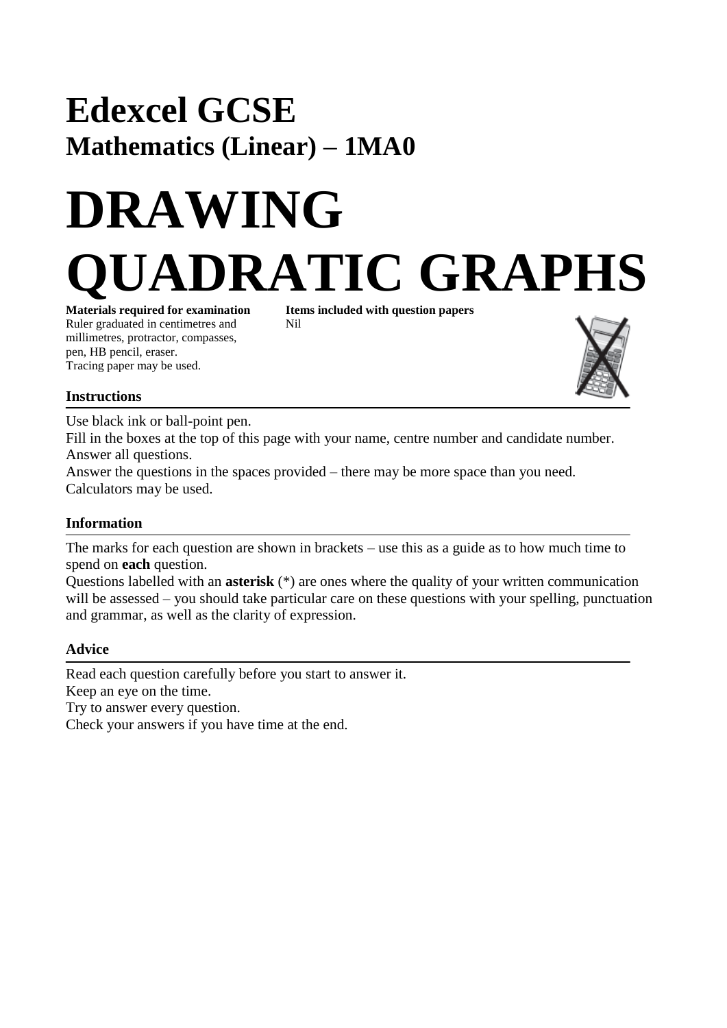# Edexcel GCSE

## Mathematics (Linear) – 1MA0

# DRAWING QUADRATIC GRAPHS

**Materials required for examination**
Ruler graduated in centimetres and millimetres, protractor, compasses, pen, HB pencil, eraser.
Tracing paper may be used.

**Items included with question papers**
Nil

### Instructions

Use black ink or ball-point pen.
Fill in the boxes at the top of this page with your name, centre number and candidate number.
Answer all questions.
Answer the questions in the spaces provided – there may be more space than you need.
Calculators may be used.

### Information

The marks for each question are shown in brackets – use this as a guide as to how much time to spend on **each** question.
Questions labelled with an **asterisk** (*) are ones where the quality of your written communication will be assessed – you should take particular care on these questions with your spelling, punctuation and grammar, as well as the clarity of expression.

### Advice

Read each question carefully before you start to answer it.
Keep an eye on the time.
Try to answer every question.
Check your answers if you have time at the end.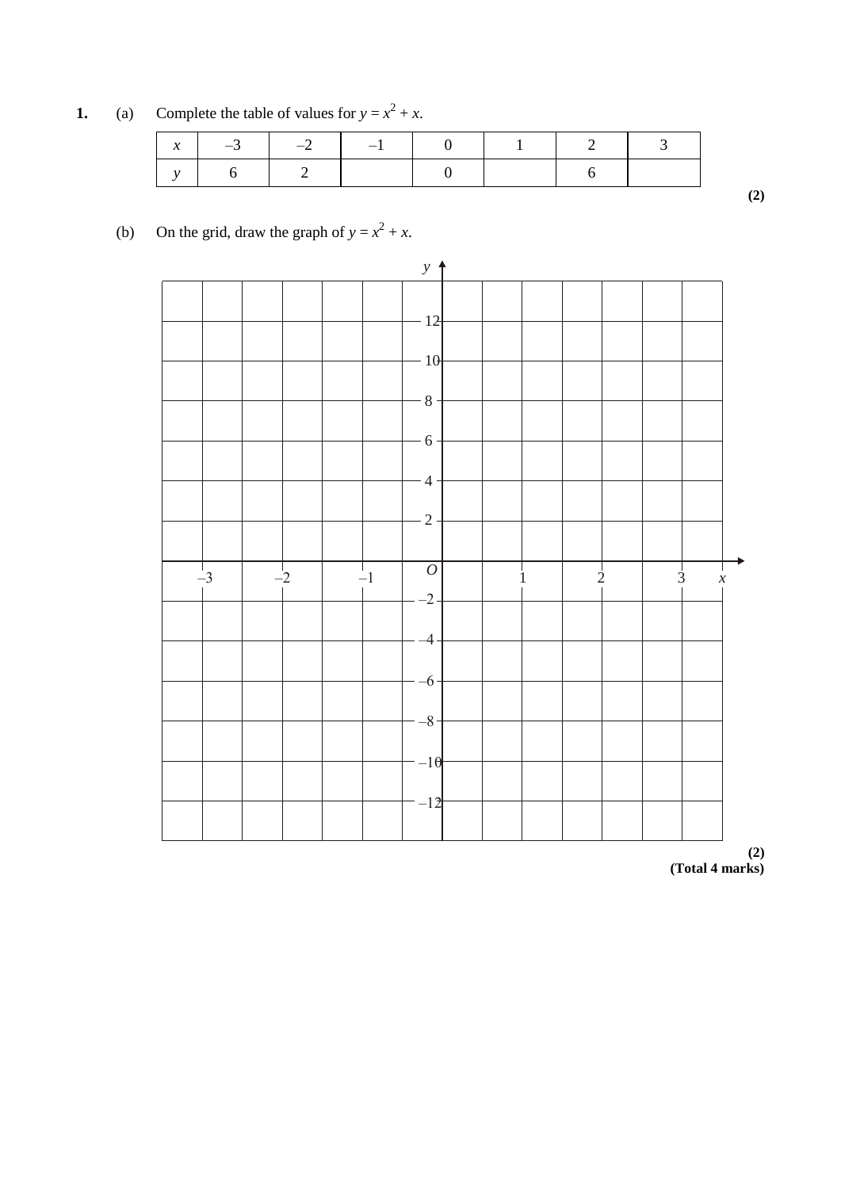**1.** (a) Complete the table of values for $y = x^2 + x$.

| $x$ | –3 | –2 | –1 | 0 | 1 | 2 | 3 |
|---|---|---|---|---|---|---|---|
| $y$ | 6 | 2 | | 0 | | 6 | |

**(2)**

(b) On the grid, draw the graph of $y = x^2 + x$.

**(2)**
**(Total 4 marks)**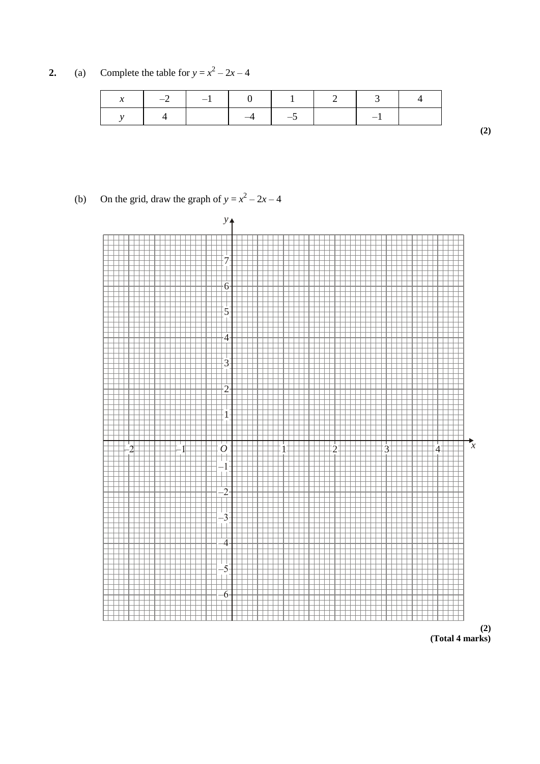**2.** (a) Complete the table for $y = x^2 - 2x - 4$

| $x$ | –2 | –1 | 0 | 1 | 2 | 3 | 4 |
|---|---|---|---|---|---|---|---|
| $y$ | 4 | | –4 | –5 | | –1 | |

**(2)**

(b) On the grid, draw the graph of $y = x^2 - 2x - 4$

**(2)**

**(Total 4 marks)**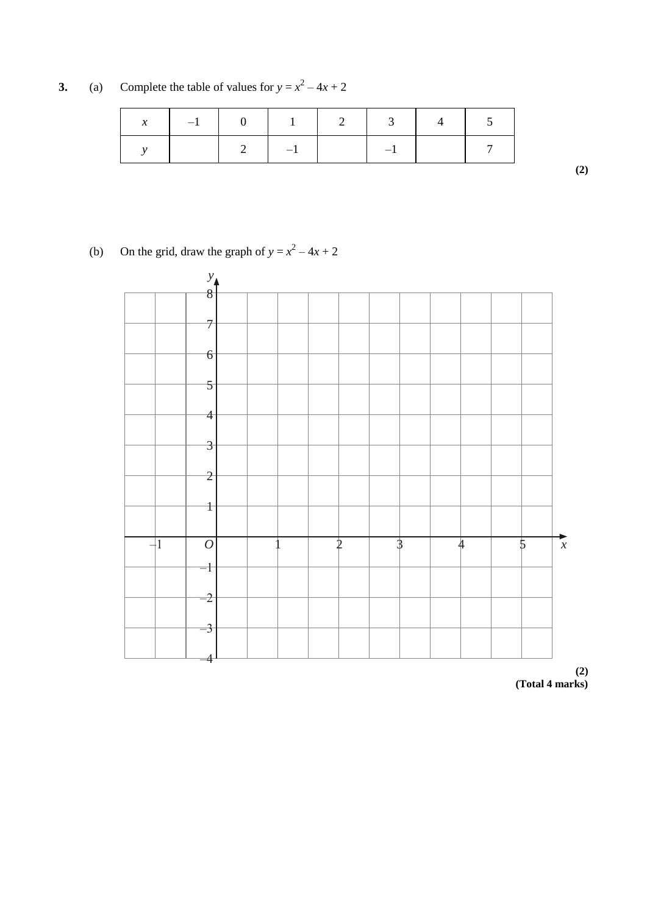**3.** (a) Complete the table of values for $y = x^2 - 4x + 2$

| $x$ | –1 | 0 | 1 | 2 | 3 | 4 | 5 |
|---|---|---|---|---|---|---|---|
| $y$ |  | 2 | –1 |  | –1 |  | 7 |

**(2)**

(b) On the grid, draw the graph of $y = x^2 - 4x + 2$

**(2)**

**(Total 4 marks)**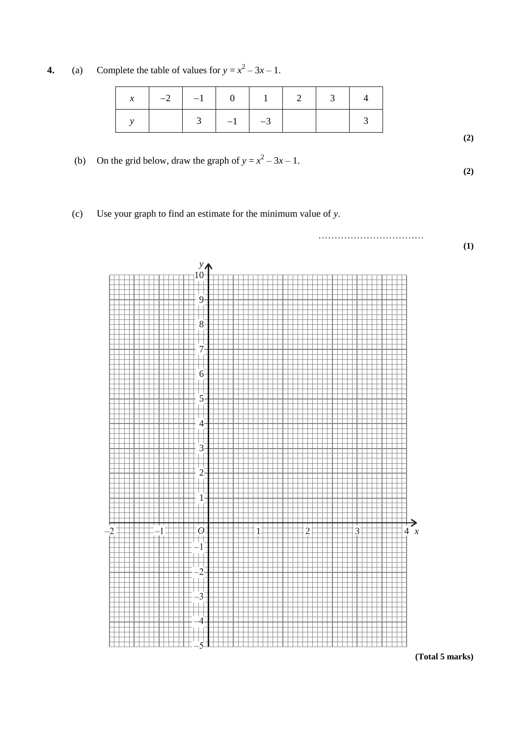**4.** (a) Complete the table of values for $y = x^2 - 3x - 1$.

| $x$ | $-2$ | $-1$ | 0 | 1 | 2 | 3 | 4 |
|---|---|---|---|---|---|---|---|
| $y$ | | 3 | $-1$ | $-3$ | | | 3 |

**(2)**

(b) On the grid below, draw the graph of $y = x^2 - 3x - 1$.

**(2)**

(c) Use your graph to find an estimate for the minimum value of $y$.

……………………………

**(1)**

**(Total 5 marks)**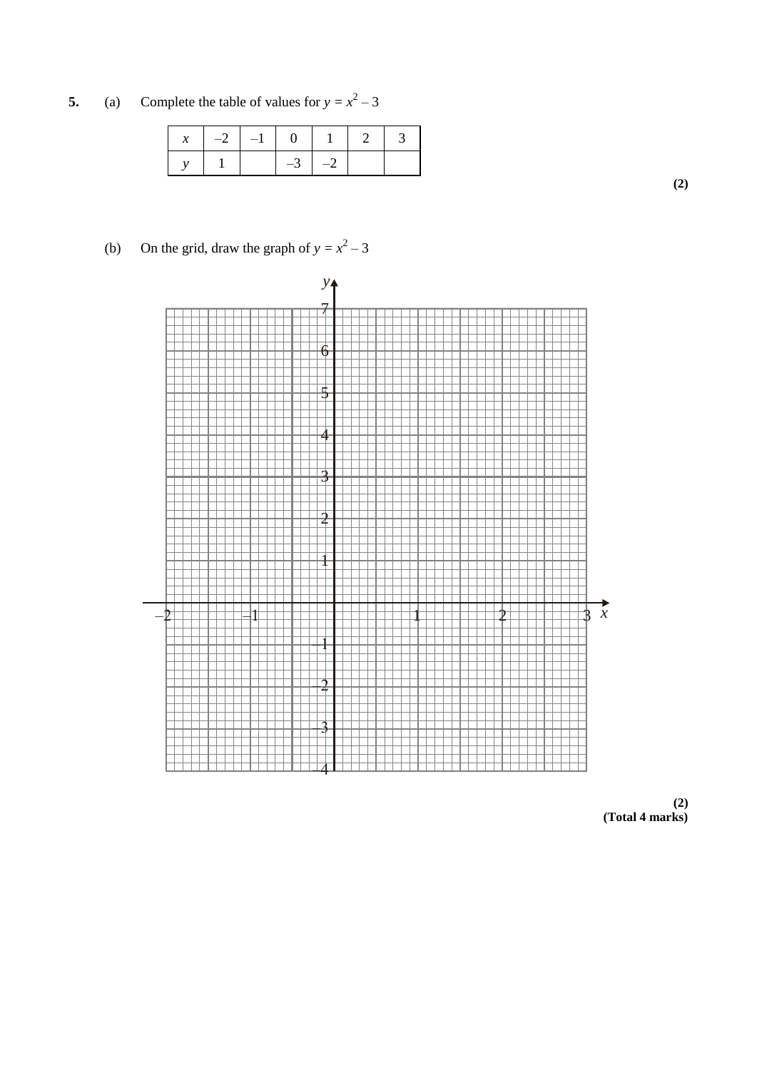**5.** (a) Complete the table of values for $y = x^2 - 3$

| $x$ | $-2$ | $-1$ | 0 | 1 | 2 | 3 |
|---|---|---|---|---|---|---|
| $y$ | 1 | | $-3$ | $-2$ | | |

**(2)**

(b) On the grid, draw the graph of $y = x^2 - 3$

**(2)**
**(Total 4 marks)**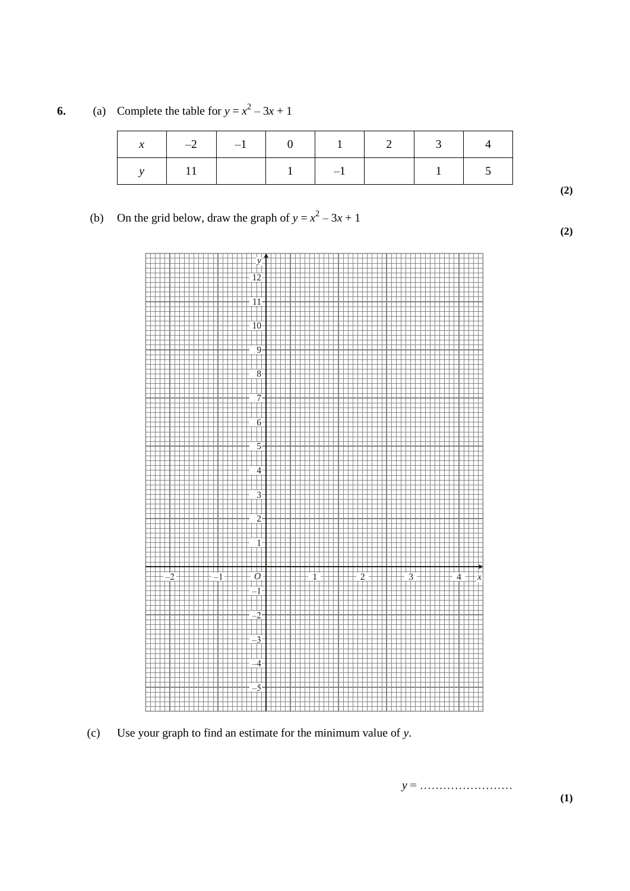**6.** (a) Complete the table for $y = x^2 - 3x + 1$

| $x$ | –2 | –1 | 0 | 1 | 2 | 3 | 4 |
|---|---|---|---|---|---|---|---|
| $y$ | 11 | | 1 | –1 | | 1 | 5 |

**(2)**

(b) On the grid below, draw the graph of $y = x^2 - 3x + 1$

**(2)**

(c) Use your graph to find an estimate for the minimum value of $y$.

$y$ = ……………………

**(1)**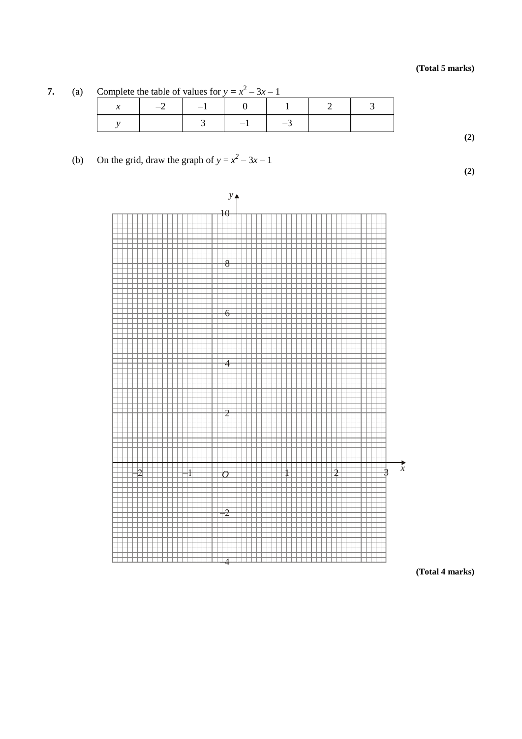**(Total 5 marks)**

**7.** (a) Complete the table of values for $y = x^2 - 3x - 1$

| $x$ | –2 | –1 | 0 | 1 | 2 | 3 |
|---|---|---|---|---|---|---|
| $y$ | | 3 | –1 | –3 | | |

**(2)**

(b) On the grid, draw the graph of $y = x^2 - 3x - 1$

**(2)**

$y$

10

8

6

4

2

–2 –1 $O$ 1 2 3 $x$

–2

–4

**(Total 4 marks)**